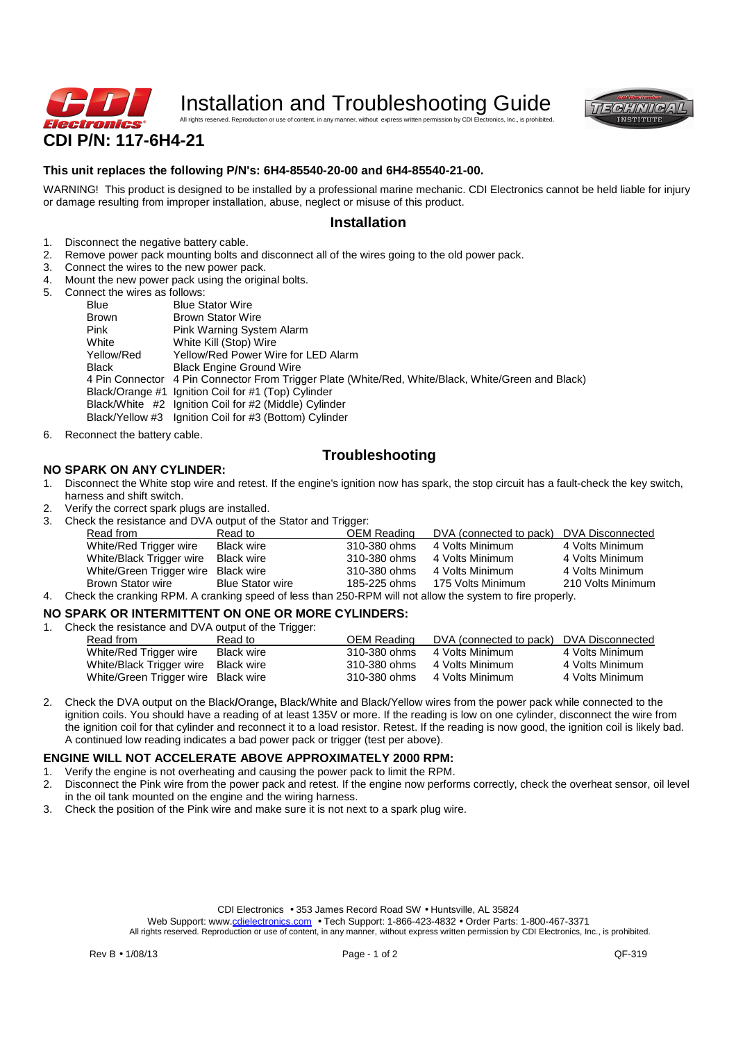# Installation and Troubleshooting Guide

All rights reserved. Reproduction or use of content, in any manner, without express written permission by CDI Electronics, Inc., is prohibited.

## CDI P/N: 117-6H4-21

**This unit replaces the following P/N's: 6H4-85540-20-00 and 6H4-85540-21-00.**

WARNING! This product is designed to be installed by a professional marine mechanic. CDI Electronics cannot be held liable for injury or damage resulting from improper installation, abuse, neglect or misuse of this product.

## Installation

1. Disconnect the negative battery cable.
2. Remove power pack mounting bolts and disconnect all of the wires going to the old power pack.
3. Connect the wires to the new power pack.
4. Mount the new power pack using the original bolts.
5. Connect the wires as follows:

| | |
|---|---|
| Blue | Blue Stator Wire |
| Brown | Brown Stator Wire |
| Pink | Pink Warning System Alarm |
| White | White Kill (Stop) Wire |
| Yellow/Red | Yellow/Red Power Wire for LED Alarm |
| Black | Black Engine Ground Wire |
| 4 Pin Connector | 4 Pin Connector From Trigger Plate (White/Red, White/Black, White/Green and Black) |
| Black/Orange #1 | Ignition Coil for #1 (Top) Cylinder |
| Black/White #2 | Ignition Coil for #2 (Middle) Cylinder |
| Black/Yellow #3 | Ignition Coil for #3 (Bottom) Cylinder |

6. Reconnect the battery cable.

## Troubleshooting

### NO SPARK ON ANY CYLINDER:

1. Disconnect the White stop wire and retest. If the engine's ignition now has spark, the stop circuit has a fault-check the key switch, harness and shift switch.
2. Verify the correct spark plugs are installed.
3. Check the resistance and DVA output of the Stator and Trigger:

| Read from | Read to | OEM Reading | DVA (connected to pack) | DVA Disconnected |
|---|---|---|---|---|
| White/Red Trigger wire | Black wire | 310-380 ohms | 4 Volts Minimum | 4 Volts Minimum |
| White/Black Trigger wire | Black wire | 310-380 ohms | 4 Volts Minimum | 4 Volts Minimum |
| White/Green Trigger wire | Black wire | 310-380 ohms | 4 Volts Minimum | 4 Volts Minimum |
| Brown Stator wire | Blue Stator wire | 185-225 ohms | 175 Volts Minimum | 210 Volts Minimum |

4. Check the cranking RPM. A cranking speed of less than 250-RPM will not allow the system to fire properly.

### NO SPARK OR INTERMITTENT ON ONE OR MORE CYLINDERS:

1. Check the resistance and DVA output of the Trigger:

| Read from | Read to | OEM Reading | DVA (connected to pack) | DVA Disconnected |
|---|---|---|---|---|
| White/Red Trigger wire | Black wire | 310-380 ohms | 4 Volts Minimum | 4 Volts Minimum |
| White/Black Trigger wire | Black wire | 310-380 ohms | 4 Volts Minimum | 4 Volts Minimum |
| White/Green Trigger wire | Black wire | 310-380 ohms | 4 Volts Minimum | 4 Volts Minimum |

2. Check the DVA output on the Black/Orange, Black/White and Black/Yellow wires from the power pack while connected to the ignition coils. You should have a reading of at least 135V or more. If the reading is low on one cylinder, disconnect the wire from the ignition coil for that cylinder and reconnect it to a load resistor. Retest. If the reading is now good, the ignition coil is likely bad. A continued low reading indicates a bad power pack or trigger (test per above).

### ENGINE WILL NOT ACCELERATE ABOVE APPROXIMATELY 2000 RPM:

1. Verify the engine is not overheating and causing the power pack to limit the RPM.
2. Disconnect the Pink wire from the power pack and retest. If the engine now performs correctly, check the overheat sensor, oil level in the oil tank mounted on the engine and the wiring harness.
3. Check the position of the Pink wire and make sure it is not next to a spark plug wire.

CDI Electronics • 353 James Record Road SW • Huntsville, AL 35824
Web Support: www.cdielectronics.com • Tech Support: 1-866-423-4832 • Order Parts: 1-800-467-3371
All rights reserved. Reproduction or use of content, in any manner, without express written permission by CDI Electronics, Inc., is prohibited.

Rev B • 1/08/13 QF-319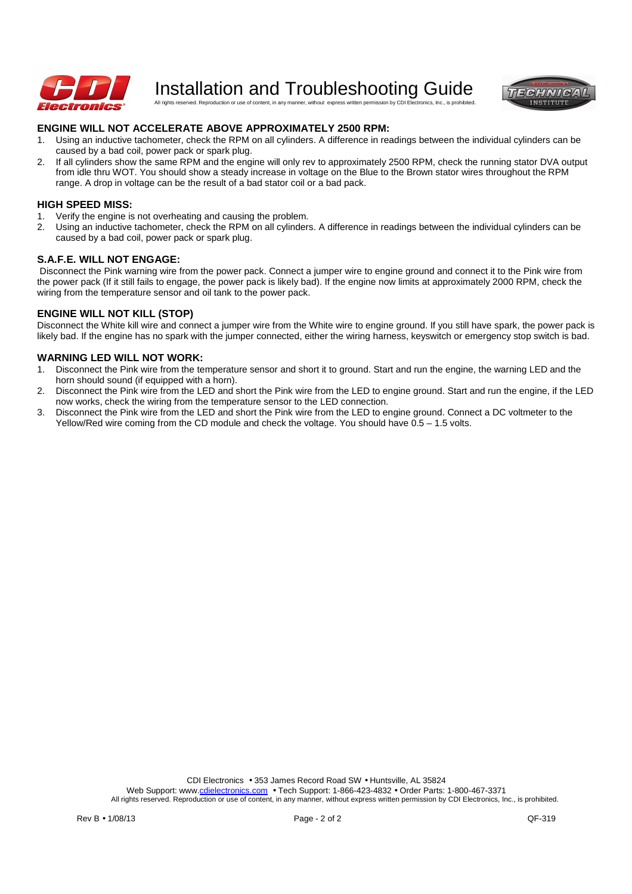## ENGINE WILL NOT ACCELERATE ABOVE APPROXIMATELY 2500 RPM:

1. Using an inductive tachometer, check the RPM on all cylinders. A difference in readings between the individual cylinders can be caused by a bad coil, power pack or spark plug.
2. If all cylinders show the same RPM and the engine will only rev to approximately 2500 RPM, check the running stator DVA output from idle thru WOT. You should show a steady increase in voltage on the Blue to the Brown stator wires throughout the RPM range. A drop in voltage can be the result of a bad stator coil or a bad pack.

## HIGH SPEED MISS:

1. Verify the engine is not overheating and causing the problem.
2. Using an inductive tachometer, check the RPM on all cylinders. A difference in readings between the individual cylinders can be caused by a bad coil, power pack or spark plug.

## S.A.F.E. WILL NOT ENGAGE:

Disconnect the Pink warning wire from the power pack. Connect a jumper wire to engine ground and connect it to the Pink wire from the power pack (If it still fails to engage, the power pack is likely bad). If the engine now limits at approximately 2000 RPM, check the wiring from the temperature sensor and oil tank to the power pack.

## ENGINE WILL NOT KILL (STOP)

Disconnect the White kill wire and connect a jumper wire from the White wire to engine ground. If you still have spark, the power pack is likely bad. If the engine has no spark with the jumper connected, either the wiring harness, keyswitch or emergency stop switch is bad.

## WARNING LED WILL NOT WORK:

1. Disconnect the Pink wire from the temperature sensor and short it to ground. Start and run the engine, the warning LED and the horn should sound (if equipped with a horn).
2. Disconnect the Pink wire from the LED and short the Pink wire from the LED to engine ground. Start and run the engine, if the LED now works, check the wiring from the temperature sensor to the LED connection.
3. Disconnect the Pink wire from the LED and short the Pink wire from the LED to engine ground. Connect a DC voltmeter to the Yellow/Red wire coming from the CD module and check the voltage. You should have 0.5 – 1.5 volts.